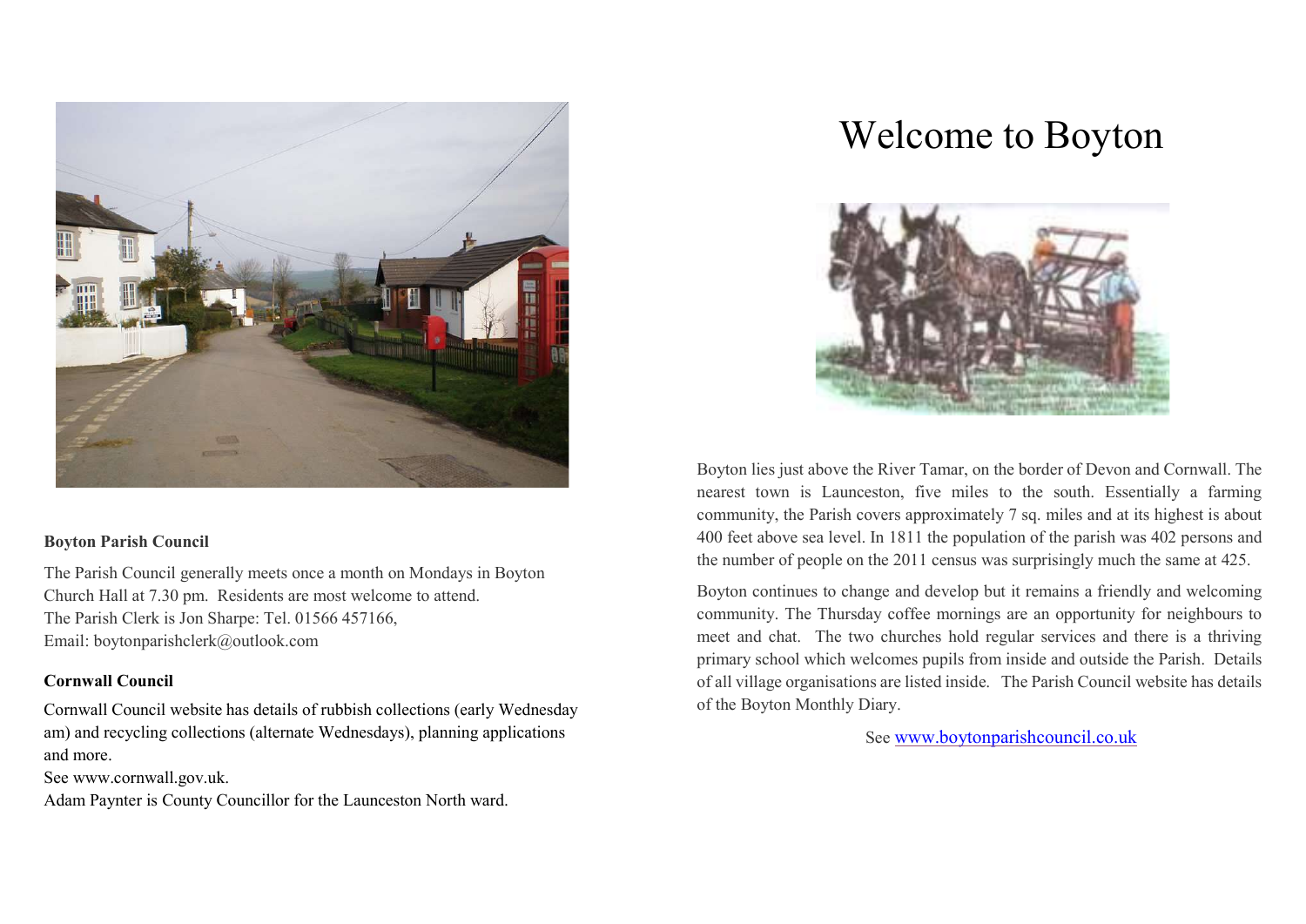**Boyton Parish Council**

The Parish Council generally meets once a month on Mondays in Boyton Church Hall at 7.30 pm. Residents are most welcome to attend.
The Parish Clerk is Jon Sharpe: Tel. 01566 457166,
Email: boytonparishclerk@outlook.com

**Cornwall Council**

Cornwall Council website has details of rubbish collections (early Wednesday am) and recycling collections (alternate Wednesdays), planning applications and more.
See www.cornwall.gov.uk.
Adam Paynter is County Councillor for the Launceston North ward.

# Welcome to Boyton

Boyton lies just above the River Tamar, on the border of Devon and Cornwall. The nearest town is Launceston, five miles to the south. Essentially a farming community, the Parish covers approximately 7 sq. miles and at its highest is about 400 feet above sea level. In 1811 the population of the parish was 402 persons and the number of people on the 2011 census was surprisingly much the same at 425.

Boyton continues to change and develop but it remains a friendly and welcoming community. The Thursday coffee mornings are an opportunity for neighbours to meet and chat. The two churches hold regular services and there is a thriving primary school which welcomes pupils from inside and outside the Parish. Details of all village organisations are listed inside. The Parish Council website has details of the Boyton Monthly Diary.

See www.boytonparishcouncil.co.uk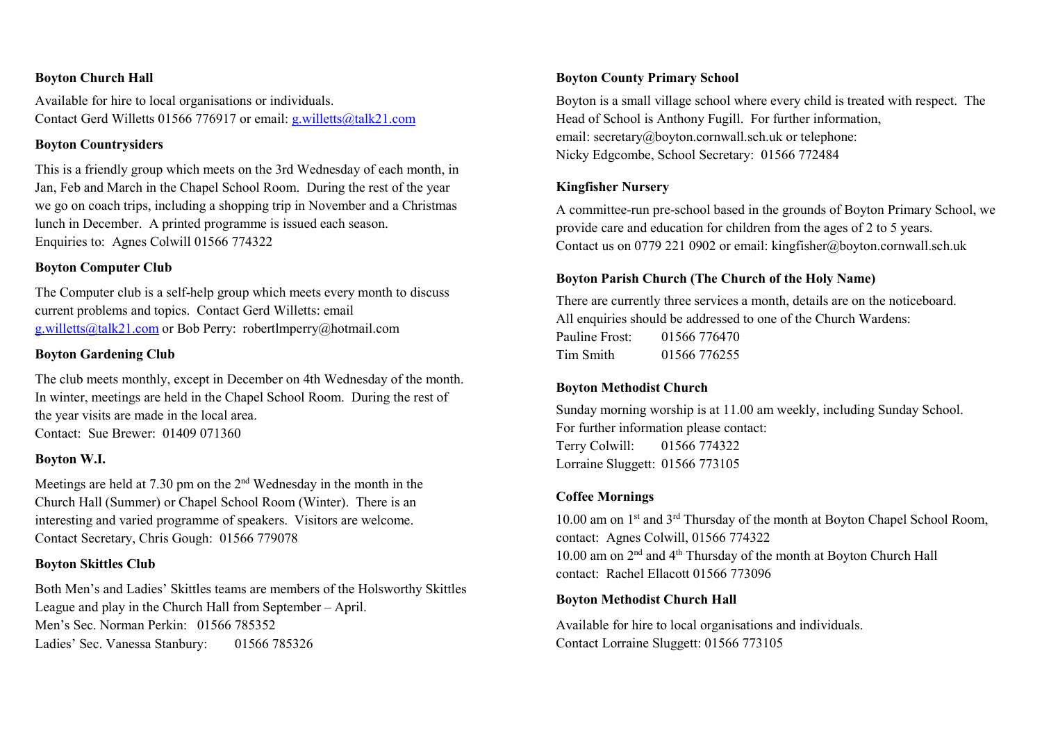**Boyton Church Hall**

Available for hire to local organisations or individuals.
Contact Gerd Willetts 01566 776917 or email: g.willetts@talk21.com

**Boyton Countrysiders**

This is a friendly group which meets on the 3rd Wednesday of each month, in Jan, Feb and March in the Chapel School Room. During the rest of the year we go on coach trips, including a shopping trip in November and a Christmas lunch in December. A printed programme is issued each season.
Enquiries to: Agnes Colwill 01566 774322

**Boyton Computer Club**

The Computer club is a self-help group which meets every month to discuss current problems and topics. Contact Gerd Willetts: email g.willetts@talk21.com or Bob Perry: robertlmperry@hotmail.com

**Boyton Gardening Club**

The club meets monthly, except in December on 4th Wednesday of the month. In winter, meetings are held in the Chapel School Room. During the rest of the year visits are made in the local area.
Contact: Sue Brewer: 01409 071360

**Boyton W.I.**

Meetings are held at 7.30 pm on the 2nd Wednesday in the month in the Church Hall (Summer) or Chapel School Room (Winter). There is an interesting and varied programme of speakers. Visitors are welcome.
Contact Secretary, Chris Gough: 01566 779078

**Boyton Skittles Club**

Both Men's and Ladies' Skittles teams are members of the Holsworthy Skittles League and play in the Church Hall from September – April.
Men's Sec. Norman Perkin: 01566 785352
Ladies' Sec. Vanessa Stanbury: 01566 785326

**Boyton County Primary School**

Boyton is a small village school where every child is treated with respect. The Head of School is Anthony Fugill. For further information, email: secretary@boyton.cornwall.sch.uk or telephone:
Nicky Edgcombe, School Secretary: 01566 772484

**Kingfisher Nursery**

A committee-run pre-school based in the grounds of Boyton Primary School, we provide care and education for children from the ages of 2 to 5 years.
Contact us on 0779 221 0902 or email: kingfisher@boyton.cornwall.sch.uk

**Boyton Parish Church (The Church of the Holy Name)**

There are currently three services a month, details are on the noticeboard.
All enquiries should be addressed to one of the Church Wardens:
Pauline Frost: 01566 776470
Tim Smith 01566 776255

**Boyton Methodist Church**

Sunday morning worship is at 11.00 am weekly, including Sunday School.
For further information please contact:
Terry Colwill: 01566 774322
Lorraine Sluggett: 01566 773105

**Coffee Mornings**

10.00 am on 1st and 3rd Thursday of the month at Boyton Chapel School Room, contact: Agnes Colwill, 01566 774322
10.00 am on 2nd and 4th Thursday of the month at Boyton Church Hall contact: Rachel Ellacott 01566 773096

**Boyton Methodist Church Hall**

Available for hire to local organisations and individuals.
Contact Lorraine Sluggett: 01566 773105